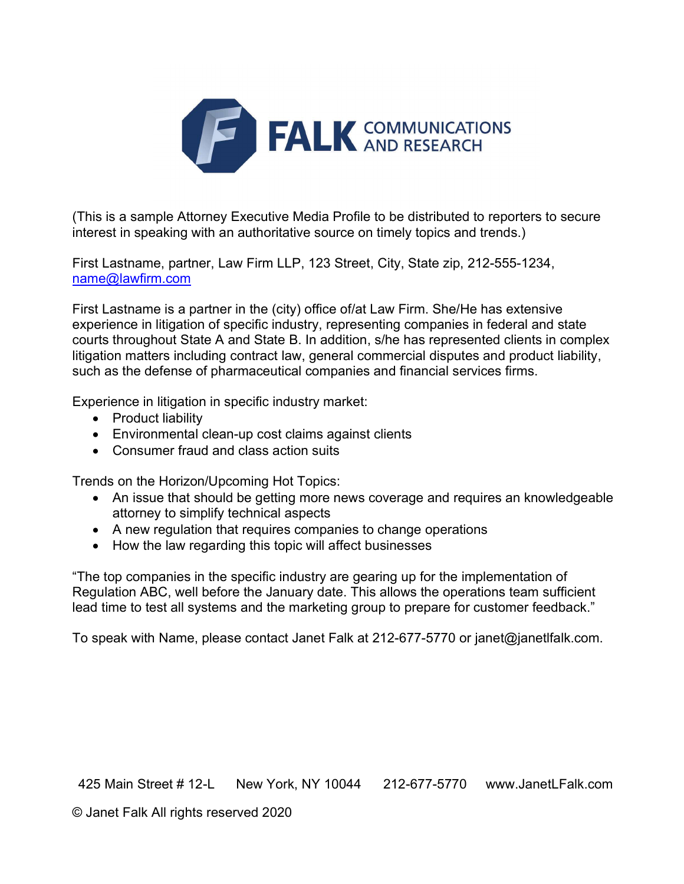**FALK** COMMUNICATIONS AND RESEARCH

(This is a sample Attorney Executive Media Profile to be distributed to reporters to secure interest in speaking with an authoritative source on timely topics and trends.)

First Lastname, partner, Law Firm LLP, 123 Street, City, State zip, 212-555-1234, name@lawfirm.com

First Lastname is a partner in the (city) office of/at Law Firm. She/He has extensive experience in litigation of specific industry, representing companies in federal and state courts throughout State A and State B. In addition, s/he has represented clients in complex litigation matters including contract law, general commercial disputes and product liability, such as the defense of pharmaceutical companies and financial services firms.

Experience in litigation in specific industry market:

- Product liability
- Environmental clean-up cost claims against clients
- Consumer fraud and class action suits

Trends on the Horizon/Upcoming Hot Topics:

- An issue that should be getting more news coverage and requires an knowledgeable attorney to simplify technical aspects
- A new regulation that requires companies to change operations
- How the law regarding this topic will affect businesses

"The top companies in the specific industry are gearing up for the implementation of Regulation ABC, well before the January date. This allows the operations team sufficient lead time to test all systems and the marketing group to prepare for customer feedback."

To speak with Name, please contact Janet Falk at 212-677-5770 or janet@janetlfalk.com.

425 Main Street # 12-L New York, NY 10044 212-677-5770 www.JanetLFalk.com

© Janet Falk All rights reserved 2020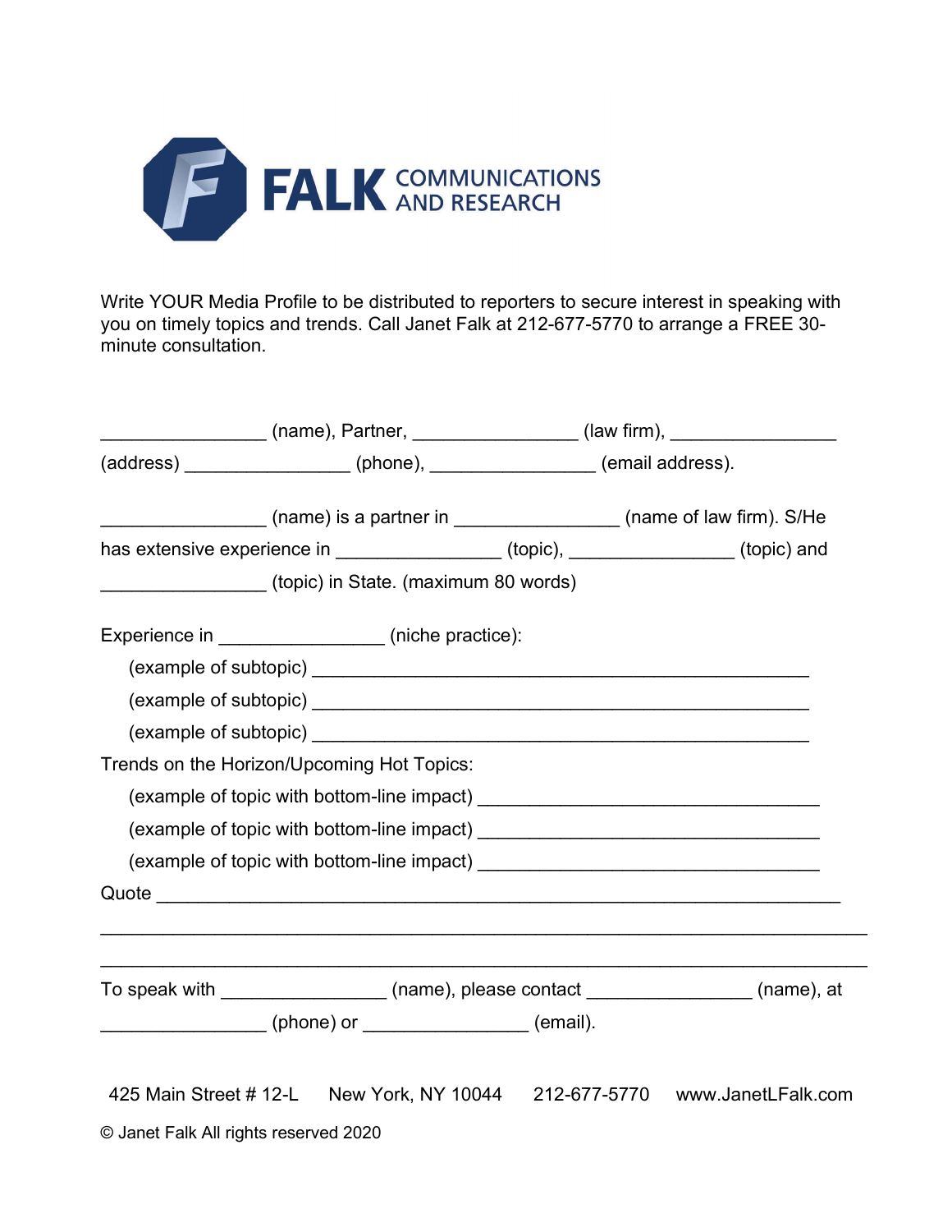FALK COMMUNICATIONS AND RESEARCH

Write YOUR Media Profile to be distributed to reporters to secure interest in speaking with you on timely topics and trends. Call Janet Falk at 212-677-5770 to arrange a FREE 30-minute consultation.

________________ (name), Partner, ________________ (law firm), ________________ (address) ________________ (phone), ________________ (email address).

________________ (name) is a partner in ________________ (name of law firm). S/He has extensive experience in ________________ (topic), ________________ (topic) and ________________ (topic) in State. (maximum 80 words)

Experience in ________________ (niche practice):

(example of subtopic) ________________________________________________

(example of subtopic) ________________________________________________

(example of subtopic) ________________________________________________

Trends on the Horizon/Upcoming Hot Topics:

(example of topic with bottom-line impact) _________________________________

(example of topic with bottom-line impact) _________________________________

(example of topic with bottom-line impact) _________________________________

Quote ______________________________________________________________

____________________________________________________________________

____________________________________________________________________

To speak with ________________ (name), please contact ________________ (name), at ________________ (phone) or ________________ (email).

425 Main Street # 12-L New York, NY 10044 212-677-5770 www.JanetLFalk.com

© Janet Falk All rights reserved 2020